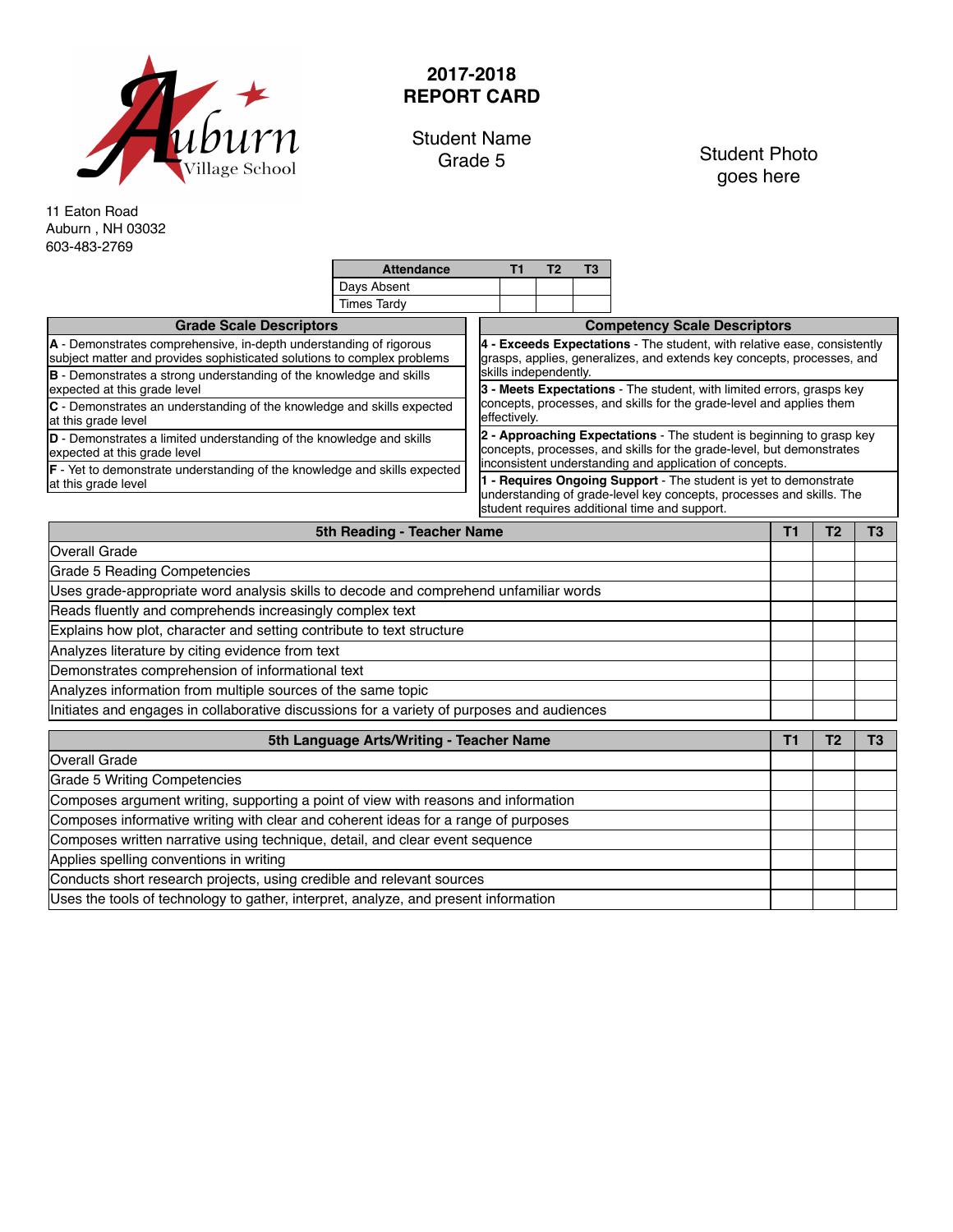Auburn Village School

# 2017-2018 REPORT CARD

Student Name
Grade 5

Student Photo goes here

11 Eaton Road
Auburn , NH 03032
603-483-2769

| Attendance | T1 | T2 | T3 |
|---|---|---|---|
| Days Absent | | | |
| Times Tardy | | | |

| Grade Scale Descriptors |
|---|
| **A** - Demonstrates comprehensive, in-depth understanding of rigorous subject matter and provides sophisticated solutions to complex problems |
| **B** - Demonstrates a strong understanding of the knowledge and skills expected at this grade level |
| **C** - Demonstrates an understanding of the knowledge and skills expected at this grade level |
| **D** - Demonstrates a limited understanding of the knowledge and skills expected at this grade level |
| **F** - Yet to demonstrate understanding of the knowledge and skills expected at this grade level |

| Competency Scale Descriptors |
|---|
| **4 - Exceeds Expectations** - The student, with relative ease, consistently grasps, applies, generalizes, and extends key concepts, processes, and skills independently. |
| **3 - Meets Expectations** - The student, with limited errors, grasps key concepts, processes, and skills for the grade-level and applies them effectively. |
| **2 - Approaching Expectations** - The student is beginning to grasp key concepts, processes, and skills for the grade-level, but demonstrates inconsistent understanding and application of concepts. |
| **1 - Requires Ongoing Support** - The student is yet to demonstrate understanding of grade-level key concepts, processes and skills. The student requires additional time and support. |

| 5th Reading - Teacher Name | T1 | T2 | T3 |
|---|---|---|---|
| Overall Grade | | | |
| Grade 5 Reading Competencies | | | |
| Uses grade-appropriate word analysis skills to decode and comprehend unfamiliar words | | | |
| Reads fluently and comprehends increasingly complex text | | | |
| Explains how plot, character and setting contribute to text structure | | | |
| Analyzes literature by citing evidence from text | | | |
| Demonstrates comprehension of informational text | | | |
| Analyzes information from multiple sources of the same topic | | | |
| Initiates and engages in collaborative discussions for a variety of purposes and audiences | | | |

| 5th Language Arts/Writing - Teacher Name | T1 | T2 | T3 |
|---|---|---|---|
| Overall Grade | | | |
| Grade 5 Writing Competencies | | | |
| Composes argument writing, supporting a point of view with reasons and information | | | |
| Composes informative writing with clear and coherent ideas for a range of purposes | | | |
| Composes written narrative using technique, detail, and clear event sequence | | | |
| Applies spelling conventions in writing | | | |
| Conducts short research projects, using credible and relevant sources | | | |
| Uses the tools of technology to gather, interpret, analyze, and present information | | | |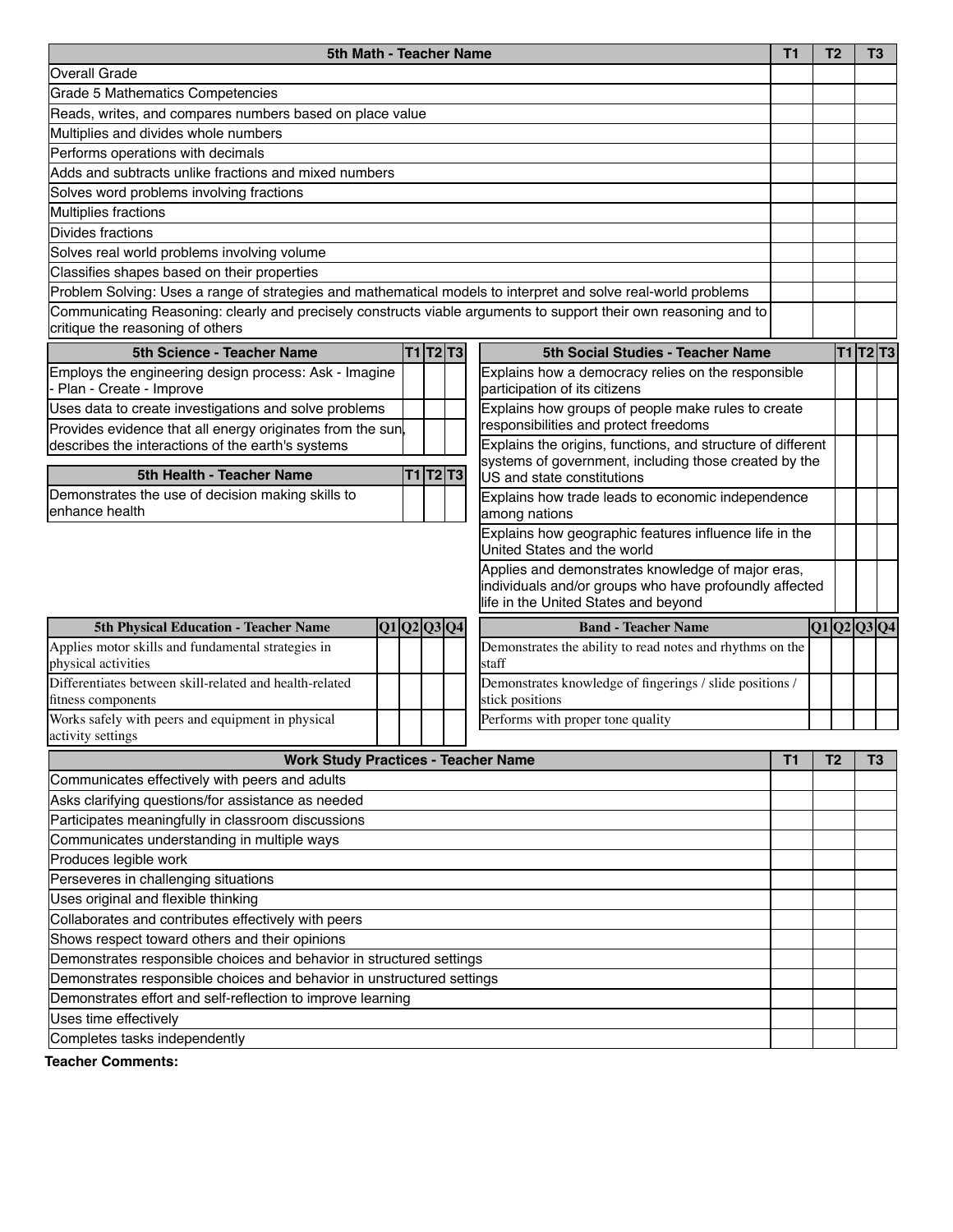| 5th Math - Teacher Name | T1 | T2 | T3 |
|---|---|---|---|
| Overall Grade | | | |
| Grade 5 Mathematics Competencies | | | |
| Reads, writes, and compares numbers based on place value | | | |
| Multiplies and divides whole numbers | | | |
| Performs operations with decimals | | | |
| Adds and subtracts unlike fractions and mixed numbers | | | |
| Solves word problems involving fractions | | | |
| Multiplies fractions | | | |
| Divides fractions | | | |
| Solves real world problems involving volume | | | |
| Classifies shapes based on their properties | | | |
| Problem Solving: Uses a range of strategies and mathematical models to interpret and solve real-world problems | | | |
| Communicating Reasoning: clearly and precisely constructs viable arguments to support their own reasoning and to critique the reasoning of others | | | |

| 5th Science - Teacher Name | T1 | T2 | T3 |
|---|---|---|---|
| Employs the engineering design process: Ask - Imagine - Plan - Create - Improve | | | |
| Uses data to create investigations and solve problems | | | |
| Provides evidence that all energy originates from the sun, describes the interactions of the earth's systems | | | |

| 5th Health - Teacher Name | T1 | T2 | T3 |
|---|---|---|---|
| Demonstrates the use of decision making skills to enhance health | | | |

| 5th Social Studies - Teacher Name | T1 | T2 | T3 |
|---|---|---|---|
| Explains how a democracy relies on the responsible participation of its citizens | | | |
| Explains how groups of people make rules to create responsibilities and protect freedoms | | | |
| Explains the origins, functions, and structure of different systems of government, including those created by the US and state constitutions | | | |
| Explains how trade leads to economic independence among nations | | | |
| Explains how geographic features influence life in the United States and the world | | | |
| Applies and demonstrates knowledge of major eras, individuals and/or groups who have profoundly affected life in the United States and beyond | | | |

| 5th Physical Education - Teacher Name | Q1 | Q2 | Q3 | Q4 |
|---|---|---|---|---|
| Applies motor skills and fundamental strategies in physical activities | | | | |
| Differentiates between skill-related and health-related fitness components | | | | |
| Works safely with peers and equipment in physical activity settings | | | | |

| Band - Teacher Name | Q1 | Q2 | Q3 | Q4 |
|---|---|---|---|---|
| Demonstrates the ability to read notes and rhythms on the staff | | | | |
| Demonstrates knowledge of fingerings / slide positions / stick positions | | | | |
| Performs with proper tone quality | | | | |

| Work Study Practices - Teacher Name | T1 | T2 | T3 |
|---|---|---|---|
| Communicates effectively with peers and adults | | | |
| Asks clarifying questions/for assistance as needed | | | |
| Participates meaningfully in classroom discussions | | | |
| Communicates understanding in multiple ways | | | |
| Produces legible work | | | |
| Perseveres in challenging situations | | | |
| Uses original and flexible thinking | | | |
| Collaborates and contributes effectively with peers | | | |
| Shows respect toward others and their opinions | | | |
| Demonstrates responsible choices and behavior in structured settings | | | |
| Demonstrates responsible choices and behavior in unstructured settings | | | |
| Demonstrates effort and self-reflection to improve learning | | | |
| Uses time effectively | | | |
| Completes tasks independently | | | |

**Teacher Comments:**